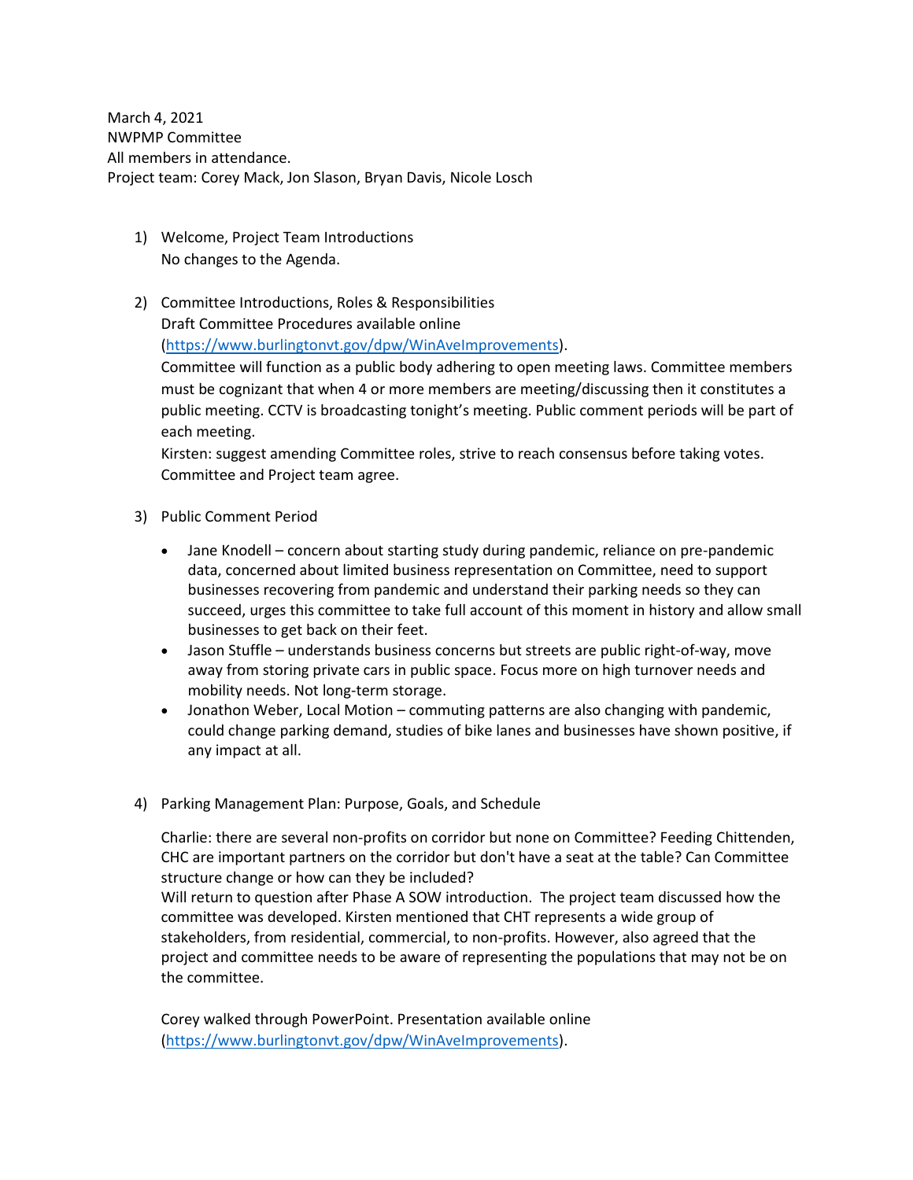March 4, 2021
NWPMP Committee
All members in attendance.
Project team: Corey Mack, Jon Slason, Bryan Davis, Nicole Losch

1) Welcome, Project Team Introductions
   No changes to the Agenda.

2) Committee Introductions, Roles & Responsibilities
   Draft Committee Procedures available online (https://www.burlingtonvt.gov/dpw/WinAveImprovements).
   Committee will function as a public body adhering to open meeting laws. Committee members must be cognizant that when 4 or more members are meeting/discussing then it constitutes a public meeting. CCTV is broadcasting tonight's meeting. Public comment periods will be part of each meeting.
   Kirsten: suggest amending Committee roles, strive to reach consensus before taking votes. Committee and Project team agree.

3) Public Comment Period

   - Jane Knodell – concern about starting study during pandemic, reliance on pre-pandemic data, concerned about limited business representation on Committee, need to support businesses recovering from pandemic and understand their parking needs so they can succeed, urges this committee to take full account of this moment in history and allow small businesses to get back on their feet.
   - Jason Stuffle – understands business concerns but streets are public right-of-way, move away from storing private cars in public space. Focus more on high turnover needs and mobility needs. Not long-term storage.
   - Jonathon Weber, Local Motion – commuting patterns are also changing with pandemic, could change parking demand, studies of bike lanes and businesses have shown positive, if any impact at all.

4) Parking Management Plan: Purpose, Goals, and Schedule

   Charlie: there are several non-profits on corridor but none on Committee? Feeding Chittenden, CHC are important partners on the corridor but don't have a seat at the table? Can Committee structure change or how can they be included?
   Will return to question after Phase A SOW introduction. The project team discussed how the committee was developed. Kirsten mentioned that CHT represents a wide group of stakeholders, from residential, commercial, to non-profits. However, also agreed that the project and committee needs to be aware of representing the populations that may not be on the committee.

   Corey walked through PowerPoint. Presentation available online (https://www.burlingtonvt.gov/dpw/WinAveImprovements).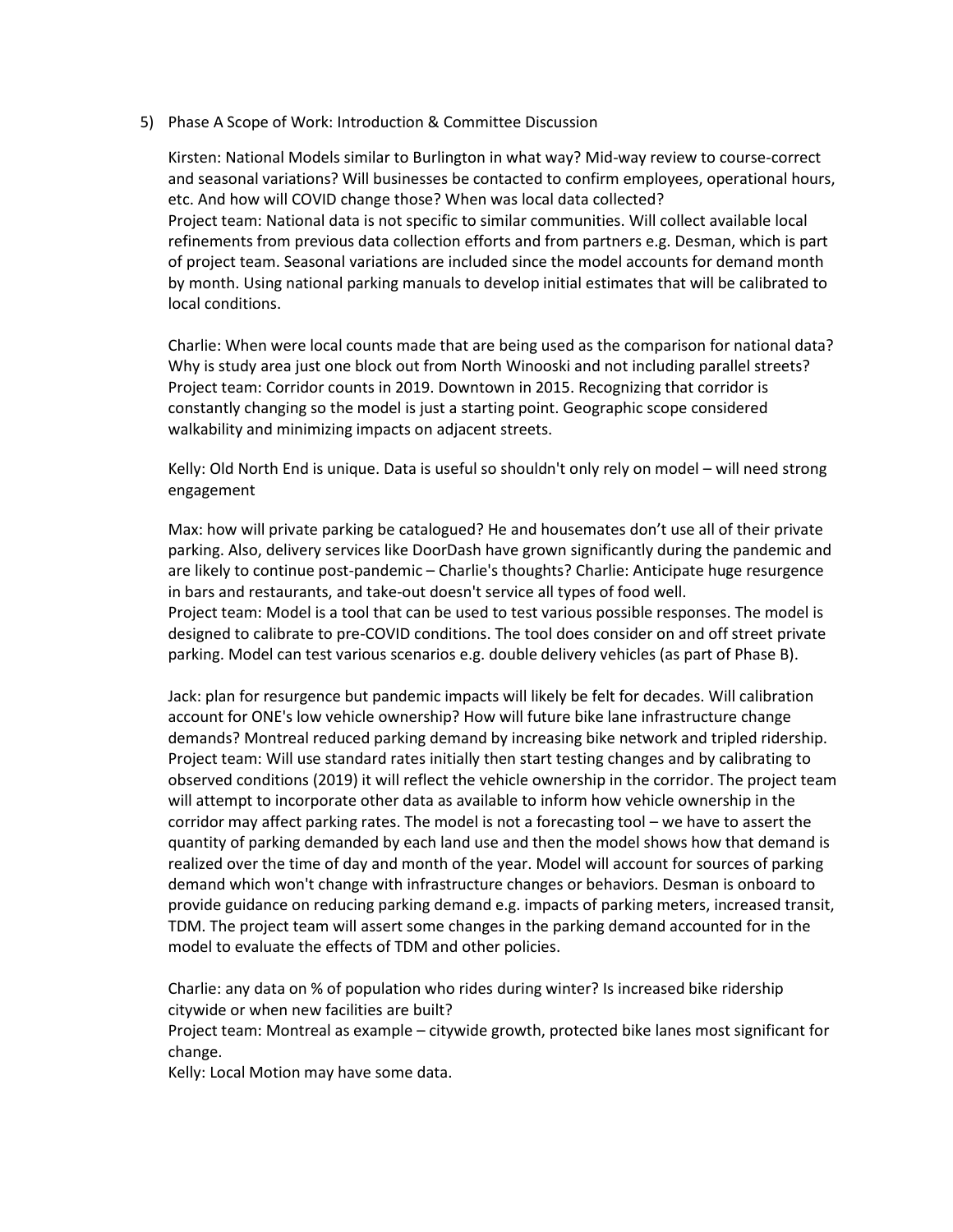5) Phase A Scope of Work: Introduction & Committee Discussion

   Kirsten: National Models similar to Burlington in what way? Mid-way review to course-correct and seasonal variations? Will businesses be contacted to confirm employees, operational hours, etc. And how will COVID change those? When was local data collected?
   Project team: National data is not specific to similar communities. Will collect available local refinements from previous data collection efforts and from partners e.g. Desman, which is part of project team. Seasonal variations are included since the model accounts for demand month by month. Using national parking manuals to develop initial estimates that will be calibrated to local conditions.

   Charlie: When were local counts made that are being used as the comparison for national data? Why is study area just one block out from North Winooski and not including parallel streets?
   Project team: Corridor counts in 2019. Downtown in 2015. Recognizing that corridor is constantly changing so the model is just a starting point. Geographic scope considered walkability and minimizing impacts on adjacent streets.

   Kelly: Old North End is unique. Data is useful so shouldn't only rely on model – will need strong engagement

   Max: how will private parking be catalogued? He and housemates don't use all of their private parking. Also, delivery services like DoorDash have grown significantly during the pandemic and are likely to continue post-pandemic – Charlie's thoughts? Charlie: Anticipate huge resurgence in bars and restaurants, and take-out doesn't service all types of food well.
   Project team: Model is a tool that can be used to test various possible responses. The model is designed to calibrate to pre-COVID conditions. The tool does consider on and off street private parking. Model can test various scenarios e.g. double delivery vehicles (as part of Phase B).

   Jack: plan for resurgence but pandemic impacts will likely be felt for decades. Will calibration account for ONE's low vehicle ownership? How will future bike lane infrastructure change demands? Montreal reduced parking demand by increasing bike network and tripled ridership.
   Project team: Will use standard rates initially then start testing changes and by calibrating to observed conditions (2019) it will reflect the vehicle ownership in the corridor. The project team will attempt to incorporate other data as available to inform how vehicle ownership in the corridor may affect parking rates. The model is not a forecasting tool – we have to assert the quantity of parking demanded by each land use and then the model shows how that demand is realized over the time of day and month of the year. Model will account for sources of parking demand which won't change with infrastructure changes or behaviors. Desman is onboard to provide guidance on reducing parking demand e.g. impacts of parking meters, increased transit, TDM. The project team will assert some changes in the parking demand accounted for in the model to evaluate the effects of TDM and other policies.

   Charlie: any data on % of population who rides during winter? Is increased bike ridership citywide or when new facilities are built?
   Project team: Montreal as example – citywide growth, protected bike lanes most significant for change.
   Kelly: Local Motion may have some data.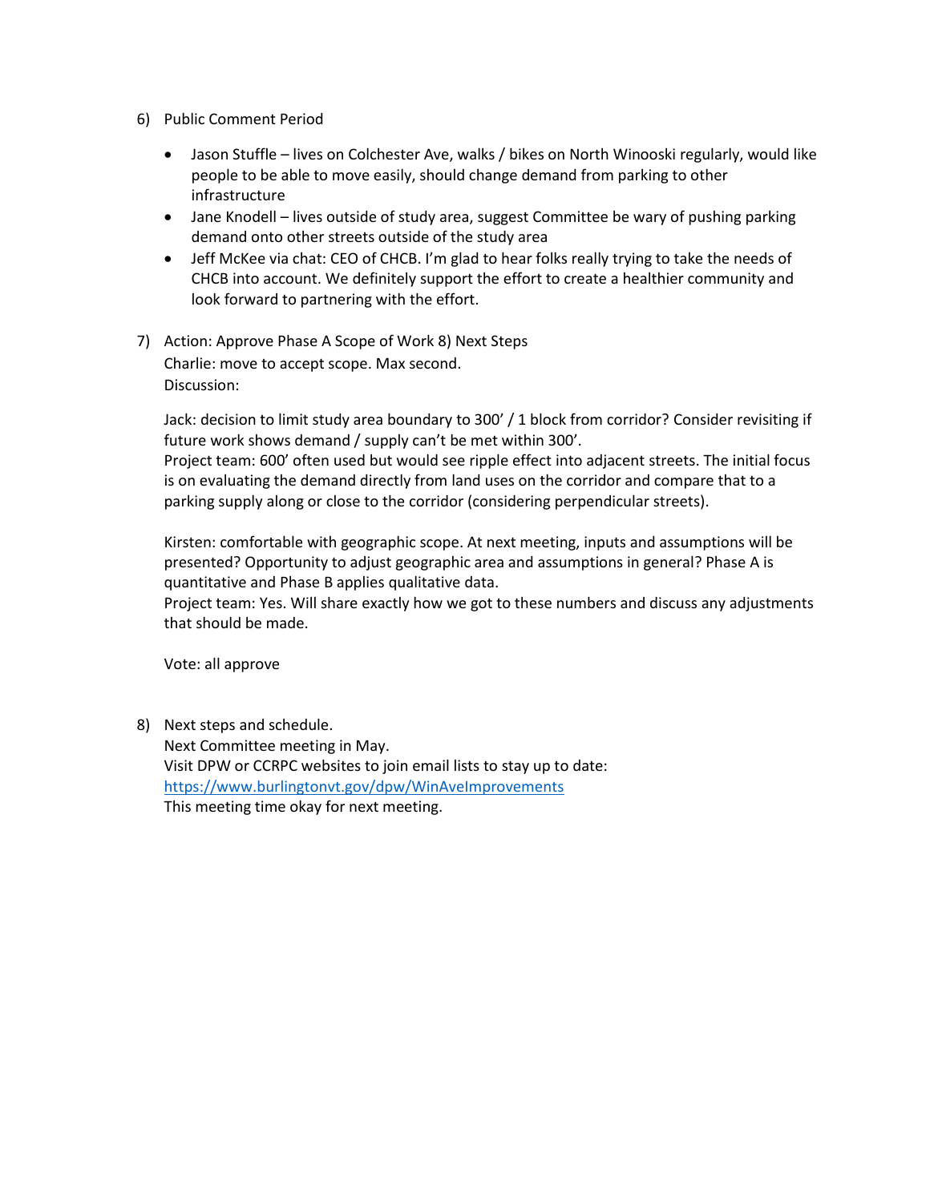6) Public Comment Period

- Jason Stuffle – lives on Colchester Ave, walks / bikes on North Winooski regularly, would like people to be able to move easily, should change demand from parking to other infrastructure
- Jane Knodell – lives outside of study area, suggest Committee be wary of pushing parking demand onto other streets outside of the study area
- Jeff McKee via chat: CEO of CHCB. I'm glad to hear folks really trying to take the needs of CHCB into account. We definitely support the effort to create a healthier community and look forward to partnering with the effort.

7) Action: Approve Phase A Scope of Work 8) Next Steps
Charlie: move to accept scope. Max second.
Discussion:

Jack: decision to limit study area boundary to 300' / 1 block from corridor? Consider revisiting if future work shows demand / supply can't be met within 300'.
Project team: 600' often used but would see ripple effect into adjacent streets. The initial focus is on evaluating the demand directly from land uses on the corridor and compare that to a parking supply along or close to the corridor (considering perpendicular streets).

Kirsten: comfortable with geographic scope. At next meeting, inputs and assumptions will be presented? Opportunity to adjust geographic area and assumptions in general? Phase A is quantitative and Phase B applies qualitative data.
Project team: Yes. Will share exactly how we got to these numbers and discuss any adjustments that should be made.

Vote: all approve

8) Next steps and schedule.
Next Committee meeting in May.
Visit DPW or CCRPC websites to join email lists to stay up to date:
[https://www.burlingtonvt.gov/dpw/WinAveImprovements](https://www.burlingtonvt.gov/dpw/WinAveImprovements)
This meeting time okay for next meeting.